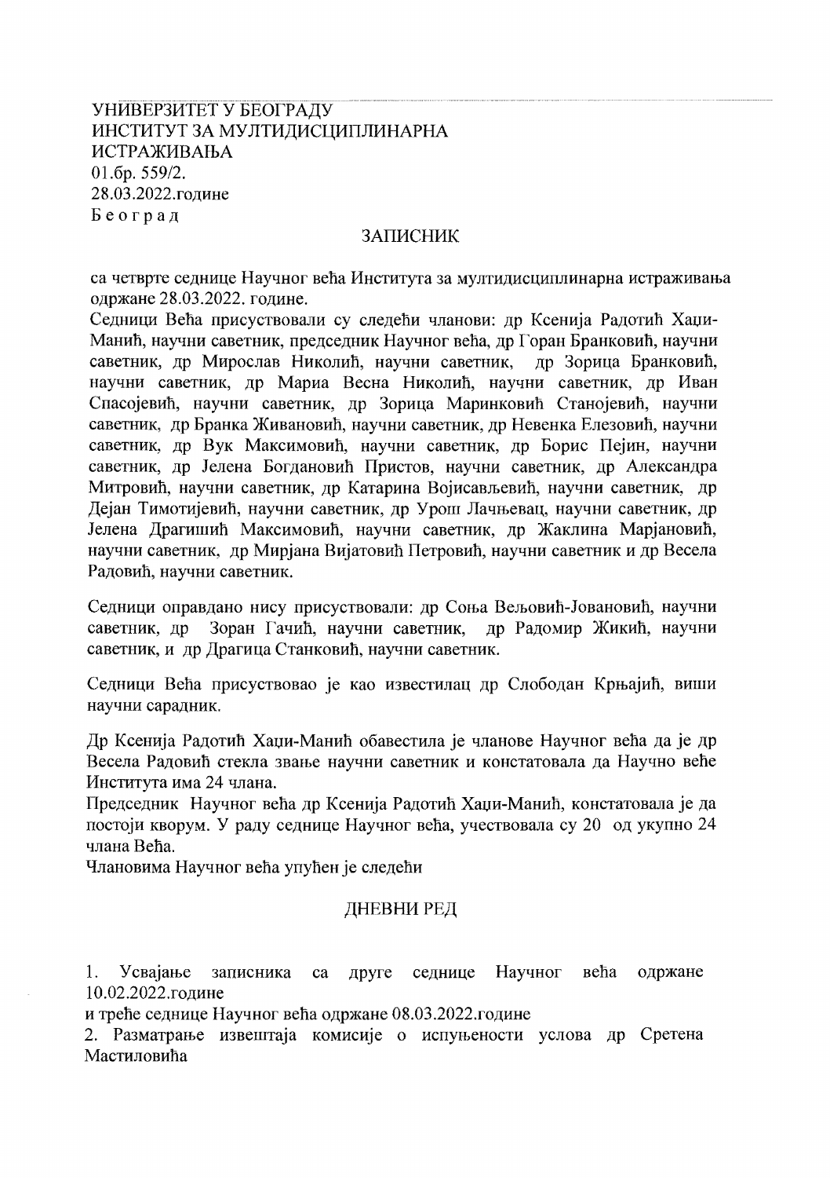УНИВЕРЗИТЕТ У БЕОГРАДУ
ИНСТИТУТ ЗА МУЛТИДИСЦИПЛИНАРНА ИСТРАЖИВАЊА
01.бр. 559/2.
28.03.2022.године
Б е о г р а д

## ЗАПИСНИК

са четврте седнице Научног већа Института за мултидисциплинарна истраживања одржане 28.03.2022. године.

Седници Већа присуствовали су следећи чланови: др Ксенија Радотић Хаџи-Манић, научни саветник, председник Научног већа, др Горан Бранковић, научни саветник, др Мирослав Николић, научни саветник, др Зорица Бранковић, научни саветник, др Мариа Весна Николић, научни саветник, др Иван Спасојевић, научни саветник, др Зорица Маринковић Станојевић, научни саветник, др Бранка Живановић, научни саветник, др Невенка Елезовић, научни саветник, др Вук Максимовић, научни саветник, др Борис Пејин, научни саветник, др Јелена Богдановић Пристов, научни саветник, др Александра Митровић, научни саветник, др Катарина Војисављевић, научни саветник, др Дејан Тимотијевић, научни саветник, др Урош Лачњевац, научни саветник, др Јелена Драгишић Максимовић, научни саветник, др Жаклина Марјановић, научни саветник, др Мирјана Вијатовић Петровић, научни саветник и др Весела Радовић, научни саветник.

Седници оправдано нису присуствовали: др Соња Вељовић-Јовановић, научни саветник, др Зоран Гачић, научни саветник, др Радомир Жикић, научни саветник, и др Драгица Станковић, научни саветник.

Седници Већа присуствовао је као известилац др Слободан Крњајић, виши научни сарадник.

Др Ксенија Радотић Хаџи-Манић обавестила је чланове Научног већа да је др Весела Радовић стекла звање научни саветник и констатовала да Научно веће Института има 24 члана.

Председник Научног већа др Ксенија Радотић Хаџи-Манић, констатовала је да постоји кворум. У раду седнице Научног већа, учествовала су 20 од укупно 24 члана Већа.

Члановима Научног већа упућен је следећи

## ДНЕВНИ РЕД

1. Усвајање записника са друге седнице Научног већа одржане 10.02.2022.године
и треће седнице Научног већа одржане 08.03.2022.године
2. Разматрање извештаја комисије о испуњености услова др Сретена Мастиловића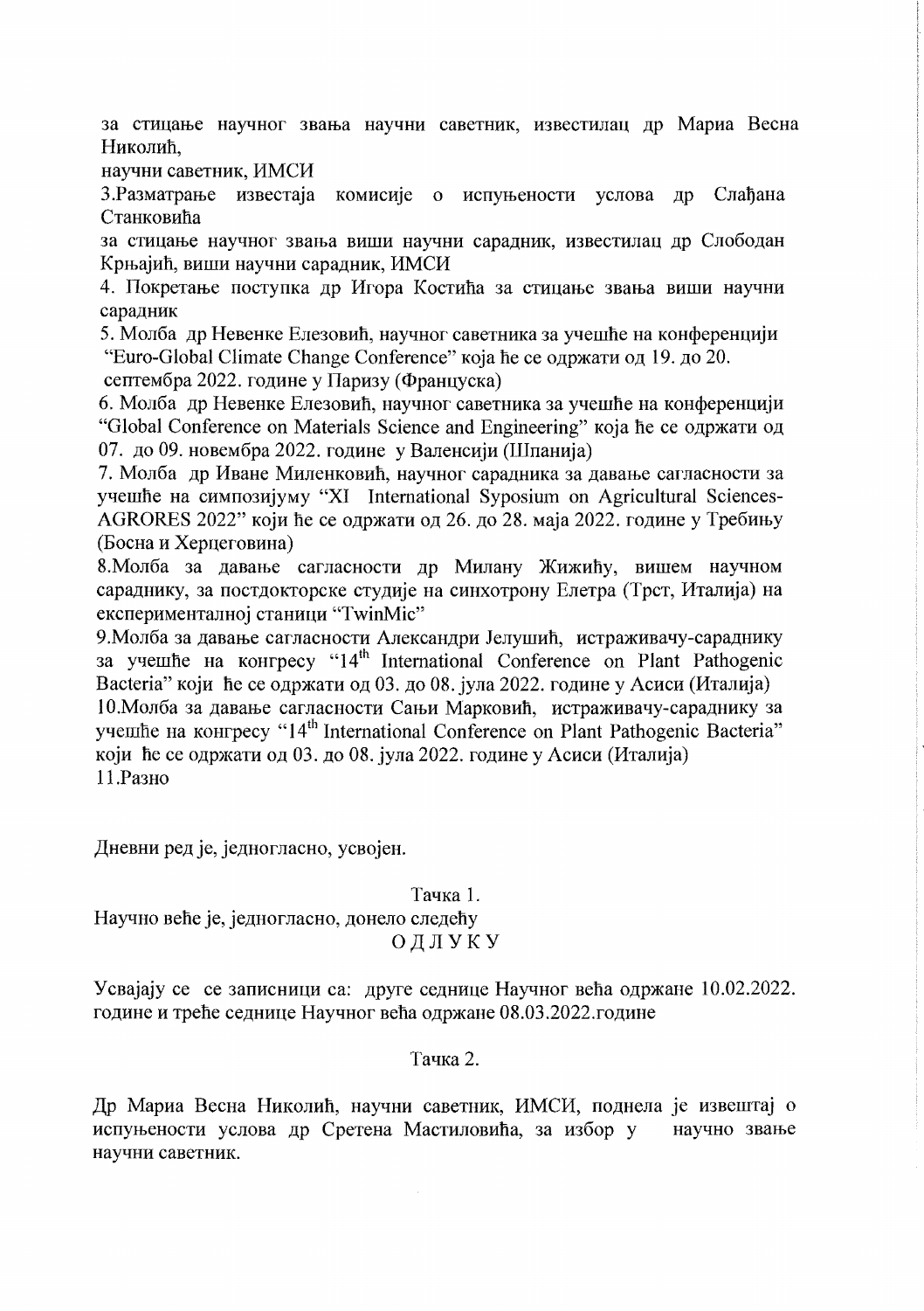за стицање научног звања научни саветник, известилац др Мариа Весна Николић,
научни саветник, ИМСИ

3.Разматрање извештаја комисије о испуњености услова др Слађана Станковића
за стицање научног звања виши научни сарадник, известилац др Слободан Крњајић, виши научни сарадник, ИМСИ

4. Покретање поступка др Игора Костића за стицање звања виши научни сарадник

5. Молба др Невенке Елезовић, научног саветника за учешће на конференцији "Euro-Global Climate Change Conference" која ће се одржати од 19. до 20. септембра 2022. године у Паризу (Француска)

6. Молба др Невенке Елезовић, научног саветника за учешће на конференцији "Global Conference on Materials Science and Engineering" која ће се одржати од 07. до 09. новембра 2022. године у Валенсији (Шпанија)

7. Молба др Иване Миленковић, научног сарадника за давање сагласности за учешће на симпозијуму "XI International Syposium on Agricultural Sciences-AGRORES 2022" који ће се одржати од 26. до 28. маја 2022. године у Требињу (Босна и Херцеговина)

8.Молба за давање сагласности др Милану Жижићу, вишем научном сараднику, за постдокторске студије на синхотрону Елетра (Трст, Италија) на експерименталној станици "TwinMic"

9.Молба за давање сагласности Александри Јелушић, истраживачу-сараднику за учешће на конгресу "14th International Conference on Plant Pathogenic Bacteria" који ће се одржати од 03. до 08. јула 2022. године у Асиси (Италија)

10.Молба за давање сагласности Сањи Марковић, истраживачу-сараднику за учешће на конгресу "14th International Conference on Plant Pathogenic Bacteria" који ће се одржати од 03. до 08. јула 2022. године у Асиси (Италија)

11.Разно

Дневни ред је, једногласно, усвојен.

Тачка 1.

Научно веће је, једногласно, донело следећу

ОДЛУКУ

Усвајају се се записници са: друге седнице Научног већа одржане 10.02.2022. године и треће седнице Научног већа одржане 08.03.2022.године

Тачка 2.

Др Мариа Весна Николић, научни саветник, ИМСИ, поднела је извештај о испуњености услова др Сретена Мастиловића, за избор у научно звање научни саветник.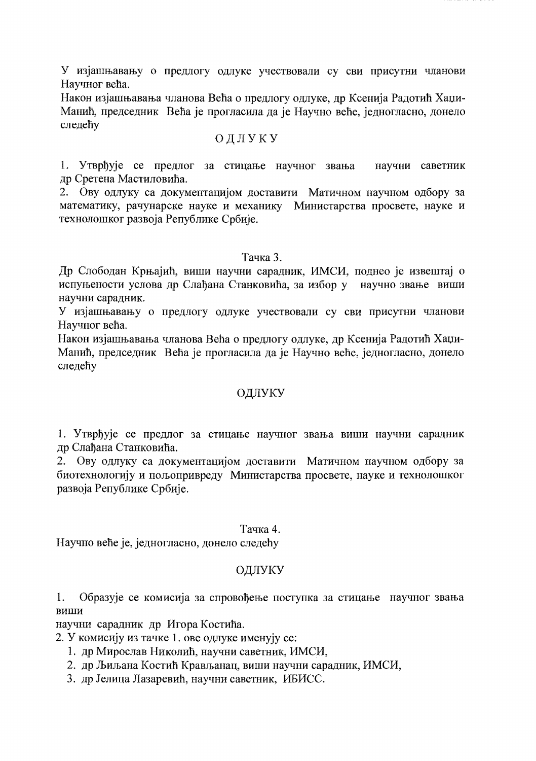У изјашњавању о предлогу одлуке учествовали су сви присутни чланови Научног већа.
Након изјашњавања чланова Већа о предлогу одлуке, др Ксенија Радотић Хаџи-Манић, председник Већа је прогласила да је Научно веће, једногласно, донело следећу

## ОДЛУКУ

1. Утврђује се предлог за стицање научног звања научни саветник др Сретена Мастиловића.
2. Ову одлуку са документацијом доставити Матичном научном одбору за математику, рачунарске науке и механику Министарства просвете, науке и технолошког развоја Републике Србије.

### Тачка 3.

Др Слободан Крњајић, виши научни сарадник, ИМСИ, поднео је извештај о испуњености услова др Слађана Станковића, за избор у научно звање виши научни сарадник.
У изјашњавању о предлогу одлуке учествовали су сви присутни чланови Научног већа.
Након изјашњавања чланова Већа о предлогу одлуке, др Ксенија Радотић Хаџи-Манић, председник Већа је прогласила да је Научно веће, једногласно, донело следећу

## ОДЛУКУ

1. Утврђује се предлог за стицање научног звања виши научни сарадник др Слађана Станковића.
2. Ову одлуку са документацијом доставити Матичном научном одбору за биотехнологију и пољопривреду Министарства просвете, науке и технолошког развоја Републике Србије.

### Тачка 4.

Научно веће је, једногласно, донело следећу

## ОДЛУКУ

1. Образује се комисија за спровођење поступка за стицање научног звања виши научни сарадник др Игора Костића.
2. У комисију из тачке 1. ове одлуке именују се:
   1. др Мирослав Николић, научни саветник, ИМСИ,
   2. др Љиљана Костић Крављанац, виши научни сарадник, ИМСИ,
   3. др Јелица Лазаревић, научни саветник, ИБИСС.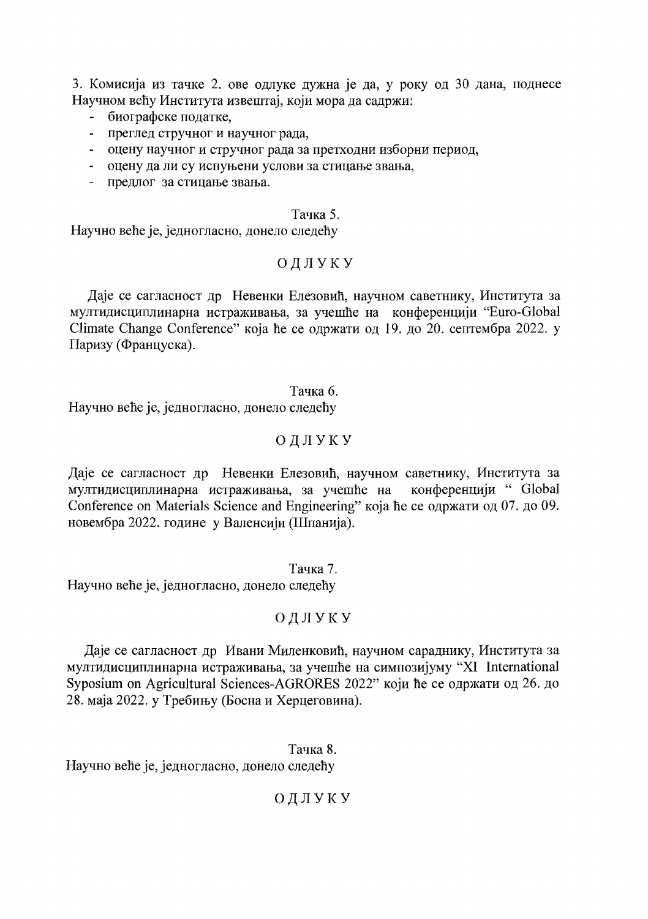3. Комисија из тачке 2. ове одлуке дужна је да, у року од 30 дана, поднесе Научном већу Института извештај, који мора да садржи:

- биографске податке,
- преглед стручног и научног рада,
- оцену научног и стручног рада за претходни изборни период,
- оцену да ли су испуњени услови за стицање звања,
- предлог за стицање звања.

Тачка 5.

Научно веће је, једногласно, донело следећу

ОДЛУКУ

Даје се сагласност др Невенки Елезовић, научном саветнику, Института за мултидисциплинарна истраживања, за учешће на конференцији "Euro-Global Climate Change Conference" која ће се одржати од 19. до 20. септембра 2022. у Паризу (Француска).

Тачка 6.

Научно веће је, једногласно, донело следећу

ОДЛУКУ

Даје се сагласност др Невенки Елезовић, научном саветнику, Института за мултидисциплинарна истраживања, за учешће на конференцији " Global Conference on Materials Science and Engineering" која ће се одржати од 07. до 09. новембра 2022. године у Валенсији (Шпанија).

Тачка 7.

Научно веће је, једногласно, донело следећу

ОДЛУКУ

Даје се сагласност др Ивани Миленковић, научном сараднику, Института за мултидисциплинарна истраживања, за учешће на симпозијуму "XI International Syposium on Agricultural Sciences-AGRORES 2022" који ће се одржати од 26. до 28. маја 2022. у Требињу (Босна и Херцеговина).

Тачка 8.

Научно веће је, једногласно, донело следећу

ОДЛУКУ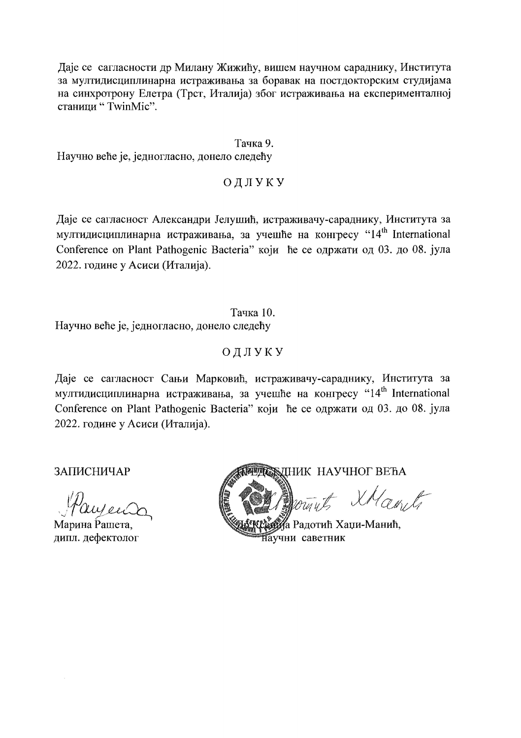Даје се сагласности др Милану Жижићу, вишем научном сараднику, Института за мултидисциплинарна истраживања за боравак на постдокторским студијама на синхротрону Елетра (Трст, Италија) због истраживања на експерименталној станици " TwinMic".

Тачка 9.

Научно веће је, једногласно, донело следећу

ОДЛУКУ

Даје се сагласност Александри Јелушић, истраживачу-сараднику, Института за мултидисциплинарна истраживања, за учешће на конгресу "14th International Conference on Plant Pathogenic Bacteria" који ће се одржати од 03. до 08. јула 2022. године у Асиси (Италија).

Тачка 10.

Научно веће је, једногласно, донело следећу

ОДЛУКУ

Даје се сагласност Сањи Марковић, истраживачу-сараднику, Института за мултидисциплинарна истраживања, за учешће на конгресу "14th International Conference on Plant Pathogenic Bacteria" који ће се одржати од 03. до 08. јула 2022. године у Асиси (Италија).

ЗАПИСНИЧАР

Марина Рашета,
дипл. дефектолог

ПРЕДСЕДНИК НАУЧНОГ ВЕЋА

Др Ксенија Радотић Хаџи-Манић,
научни саветник